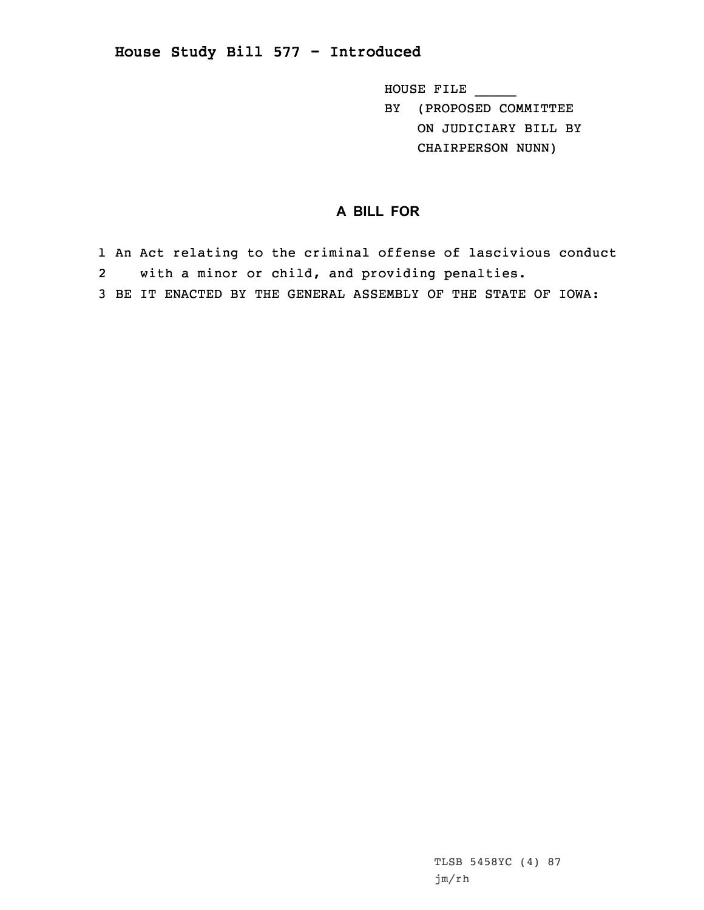# House Study Bill 577 - Introduced

HOUSE FILE _____
BY (PROPOSED COMMITTEE
ON JUDICIARY BILL BY
CHAIRPERSON NUNN)

## A BILL FOR

1 An Act relating to the criminal offense of lascivious conduct
2 with a minor or child, and providing penalties.
3 BE IT ENACTED BY THE GENERAL ASSEMBLY OF THE STATE OF IOWA:

TLSB 5458YC (4) 87
jm/rh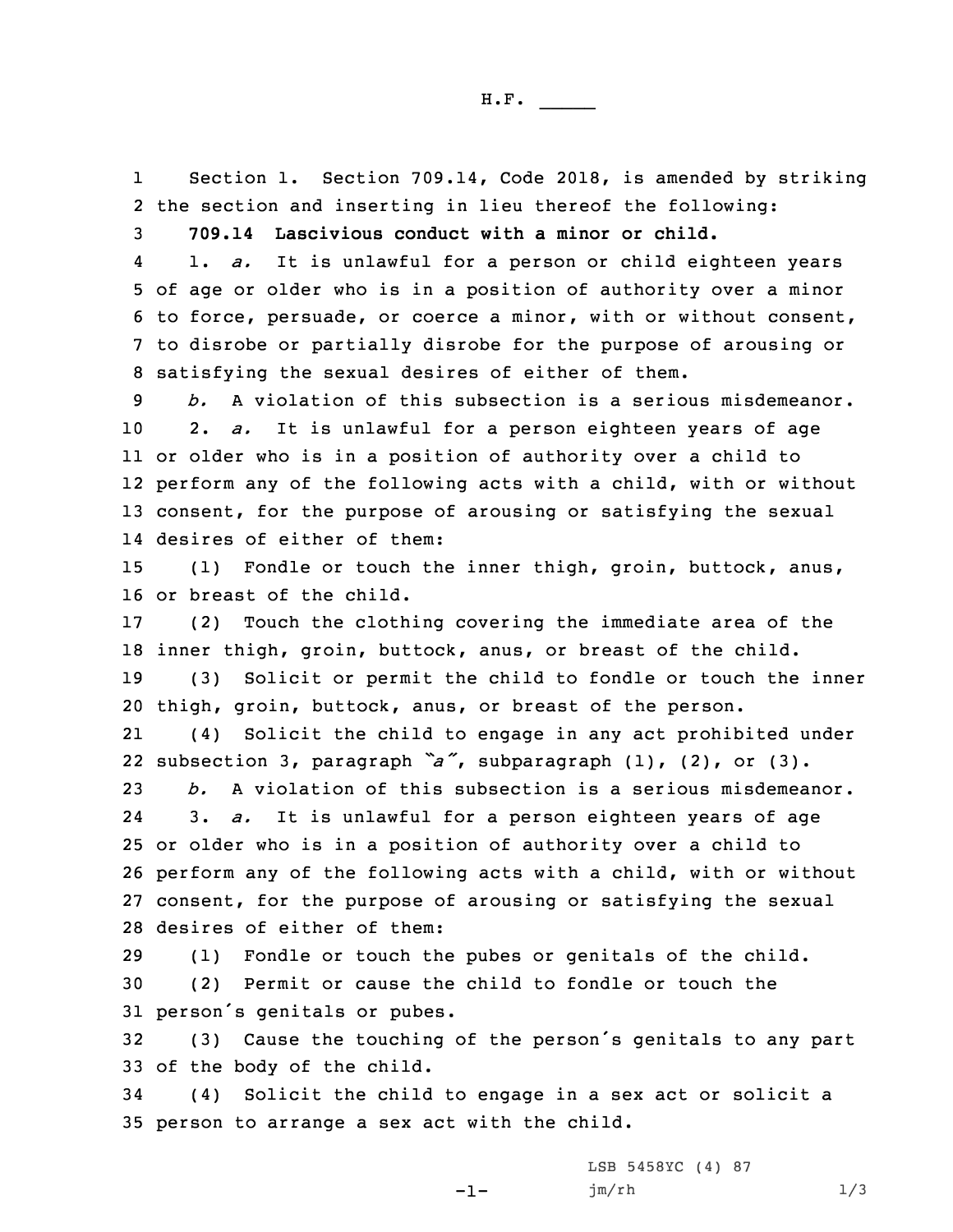H.F. _____

Section 1. Section 709.14, Code 2018, is amended by striking the section and inserting in lieu thereof the following:

**709.14 Lascivious conduct with a minor or child.**

1. *a.* It is unlawful for a person or child eighteen years of age or older who is in a position of authority over a minor to force, persuade, or coerce a minor, with or without consent, to disrobe or partially disrobe for the purpose of arousing or satisfying the sexual desires of either of them.

*b.* A violation of this subsection is a serious misdemeanor.

2. *a.* It is unlawful for a person eighteen years of age or older who is in a position of authority over a child to perform any of the following acts with a child, with or without consent, for the purpose of arousing or satisfying the sexual desires of either of them:

(1) Fondle or touch the inner thigh, groin, buttock, anus, or breast of the child.

(2) Touch the clothing covering the immediate area of the inner thigh, groin, buttock, anus, or breast of the child.

(3) Solicit or permit the child to fondle or touch the inner thigh, groin, buttock, anus, or breast of the person.

(4) Solicit the child to engage in any act prohibited under subsection 3, paragraph *"a"*, subparagraph (1), (2), or (3).

*b.* A violation of this subsection is a serious misdemeanor.

3. *a.* It is unlawful for a person eighteen years of age or older who is in a position of authority over a child to perform any of the following acts with a child, with or without consent, for the purpose of arousing or satisfying the sexual desires of either of them:

(1) Fondle or touch the pubes or genitals of the child.

(2) Permit or cause the child to fondle or touch the person's genitals or pubes.

(3) Cause the touching of the person's genitals to any part of the body of the child.

(4) Solicit the child to engage in a sex act or solicit a person to arrange a sex act with the child.

LSB 5458YC (4) 87
jm/rh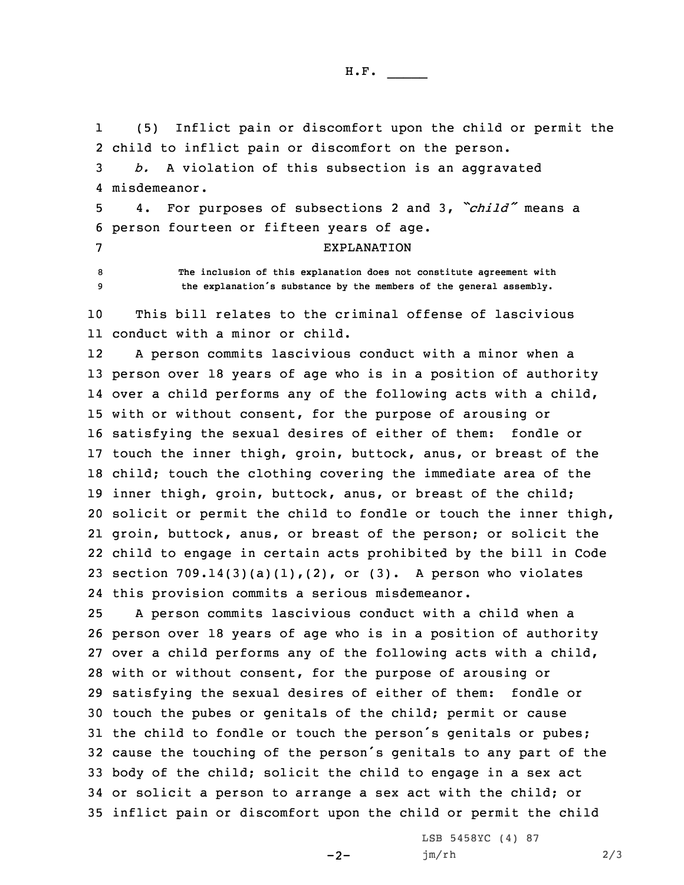(5) Inflict pain or discomfort upon the child or permit the child to inflict pain or discomfort on the person.

*b.* A violation of this subsection is an aggravated misdemeanor.

4. For purposes of subsections 2 and 3, *"child"* means a person fourteen or fifteen years of age.

EXPLANATION

The inclusion of this explanation does not constitute agreement with the explanation's substance by the members of the general assembly.

This bill relates to the criminal offense of lascivious conduct with a minor or child.

A person commits lascivious conduct with a minor when a person over 18 years of age who is in a position of authority over a child performs any of the following acts with a child, with or without consent, for the purpose of arousing or satisfying the sexual desires of either of them: fondle or touch the inner thigh, groin, buttock, anus, or breast of the child; touch the clothing covering the immediate area of the inner thigh, groin, buttock, anus, or breast of the child; solicit or permit the child to fondle or touch the inner thigh, groin, buttock, anus, or breast of the person; or solicit the child to engage in certain acts prohibited by the bill in Code section 709.14(3)(a)(1),(2), or (3). A person who violates this provision commits a serious misdemeanor.

A person commits lascivious conduct with a child when a person over 18 years of age who is in a position of authority over a child performs any of the following acts with a child, with or without consent, for the purpose of arousing or satisfying the sexual desires of either of them: fondle or touch the pubes or genitals of the child; permit or cause the child to fondle or touch the person's genitals or pubes; cause the touching of the person's genitals to any part of the body of the child; solicit the child to engage in a sex act or solicit a person to arrange a sex act with the child; or inflict pain or discomfort upon the child or permit the child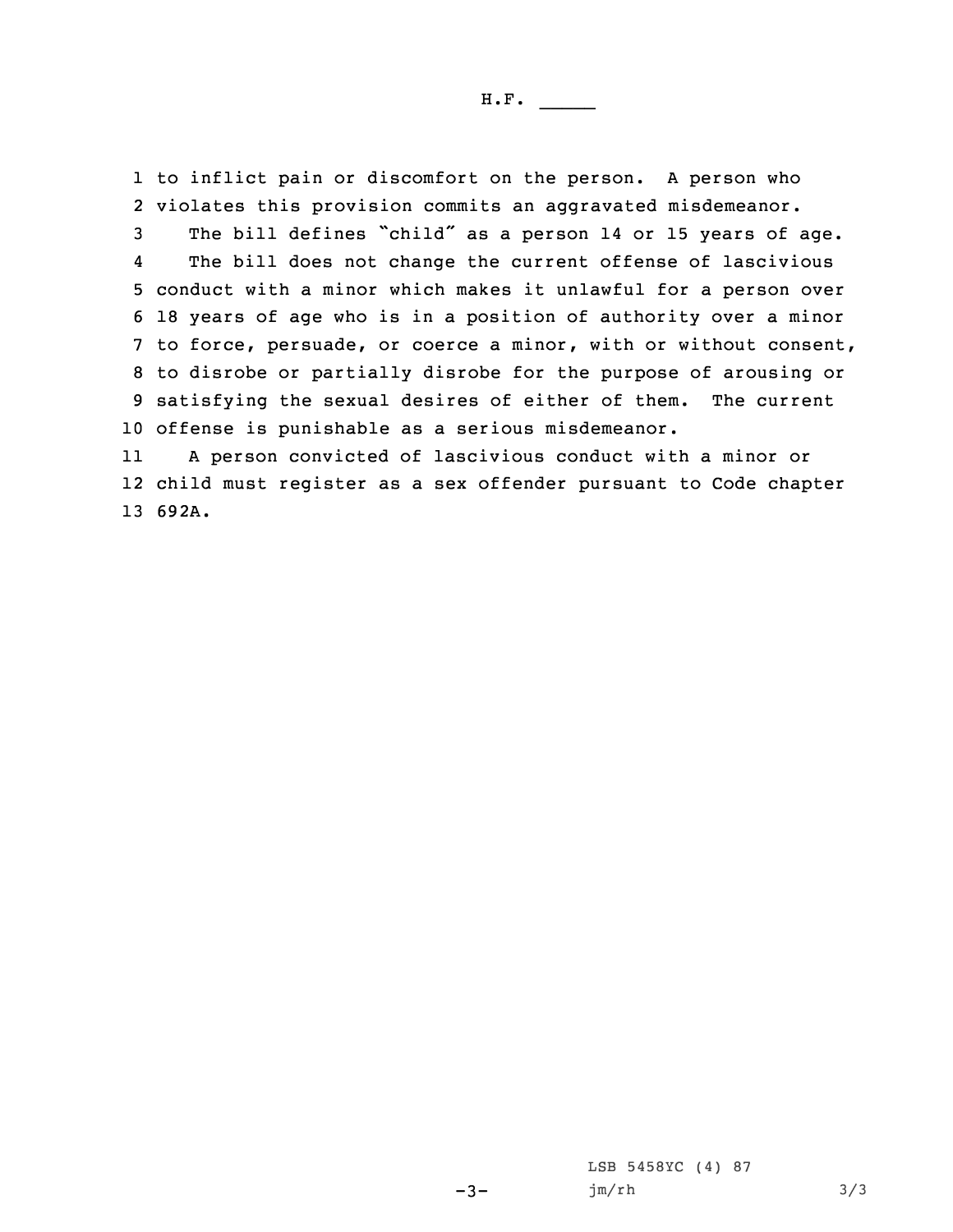to inflict pain or discomfort on the person. A person who violates this provision commits an aggravated misdemeanor.

The bill defines "child" as a person 14 or 15 years of age.

The bill does not change the current offense of lascivious conduct with a minor which makes it unlawful for a person over 18 years of age who is in a position of authority over a minor to force, persuade, or coerce a minor, with or without consent, to disrobe or partially disrobe for the purpose of arousing or satisfying the sexual desires of either of them. The current offense is punishable as a serious misdemeanor.

A person convicted of lascivious conduct with a minor or child must register as a sex offender pursuant to Code chapter 692A.

LSB 5458YC (4) 87
jm/rh